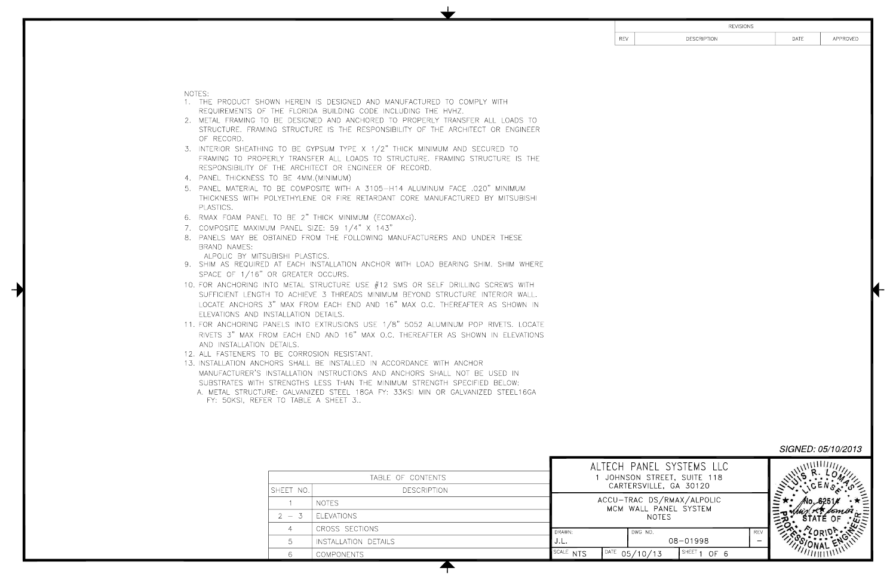| REVISIONS | | | |
|---|---|---|---|
| REV | DESCRIPTION | DATE | APPROVED |

NOTES:

1. THE PRODUCT SHOWN HEREIN IS DESIGNED AND MANUFACTURED TO COMPLY WITH REQUIREMENTS OF THE FLORIDA BUILDING CODE INCLUDING THE HVHZ.
2. METAL FRAMING TO BE DESIGNED AND ANCHORED TO PROPERLY TRANSFER ALL LOADS TO STRUCTURE. FRAMING STRUCTURE IS THE RESPONSIBILITY OF THE ARCHITECT OR ENGINEER OF RECORD.
3. INTERIOR SHEATHING TO BE GYPSUM TYPE X 1/2" THICK MINIMUM AND SECURED TO FRAMING TO PROPERLY TRANSFER ALL LOADS TO STRUCTURE. FRAMING STRUCTURE IS THE RESPONSIBILITY OF THE ARCHITECT OR ENGINEER OF RECORD.
4. PANEL THICKNESS TO BE 4MM.(MINIMUM)
5. PANEL MATERIAL TO BE COMPOSITE WITH A 3105-H14 ALUMINUM FACE .020" MINIMUM THICKNESS WITH POLYETHYLENE OR FIRE RETARDANT CORE MANUFACTURED BY MITSUBISHI PLASTICS.
6. RMAX FOAM PANEL TO BE 2" THICK MINIMUM (ECOMAXci).
7. COMPOSITE MAXIMUM PANEL SIZE: 59 1/4" X 143"
8. PANELS MAY BE OBTAINED FROM THE FOLLOWING MANUFACTURERS AND UNDER THESE BRAND NAMES:
   ALPOLIC BY MITSUBISHI PLASTICS.
9. SHIM AS REQUIRED AT EACH INSTALLATION ANCHOR WITH LOAD BEARING SHIM. SHIM WHERE SPACE OF 1/16" OR GREATER OCCURS.
10. FOR ANCHORING INTO METAL STRUCTURE USE #12 SMS OR SELF DRILLING SCREWS WITH SUFFICIENT LENGTH TO ACHIEVE 3 THREADS MINIMUM BEYOND STRUCTURE INTERIOR WALL. LOCATE ANCHORS 3" MAX FROM EACH END AND 16" MAX O.C. THEREAFTER AS SHOWN IN ELEVATIONS AND INSTALLATION DETAILS.
11. FOR ANCHORING PANELS INTO EXTRUSIONS USE 1/8" 5052 ALUMINUM POP RIVETS. LOCATE RIVETS 3" MAX FROM EACH END AND 16" MAX O.C. THEREAFTER AS SHOWN IN ELEVATIONS AND INSTALLATION DETAILS.
12. ALL FASTENERS TO BE CORROSION RESISTANT.
13. INSTALLATION ANCHORS SHALL BE INSTALLED IN ACCORDANCE WITH ANCHOR MANUFACTURER'S INSTALLATION INSTRUCTIONS AND ANCHORS SHALL NOT BE USED IN SUBSTRATES WITH STRENGTHS LESS THAN THE MINIMUM STRENGTH SPECIFIED BELOW:
   A. METAL STRUCTURE: GALVANIZED STEEL 18GA FY: 33KSI MIN OR GALVANIZED STEEL16GA FY: 50KSI, REFER TO TABLE A SHEET 3..

| TABLE OF CONTENTS | |
|---|---|
| SHEET NO. | DESCRIPTION |
| 1 | NOTES |
| 2 – 3 | ELEVATIONS |
| 4 | CROSS SECTIONS |
| 5 | INSTALLATION DETAILS |
| 6 | COMPONENTS |

SIGNED: 05/10/2013

ALTECH PANEL SYSTEMS LLC
1 JOHNSON STREET, SUITE 118
CARTERSVILLE, GA 30120

ACCU-TRAC DS/RMAX/ALPOLIC
MCM WALL PANEL SYSTEM
NOTES

| DRAWN: | DWG NO. | REV |
|---|---|---|
| J.L. | 08-01998 | – |
| SCALE NTS | DATE 05/10/13 | SHEET 1 OF 6 |

LUIS R. LOMAS
LICENSE No. 62514
STATE OF FLORIDA
PROFESSIONAL ENGINEER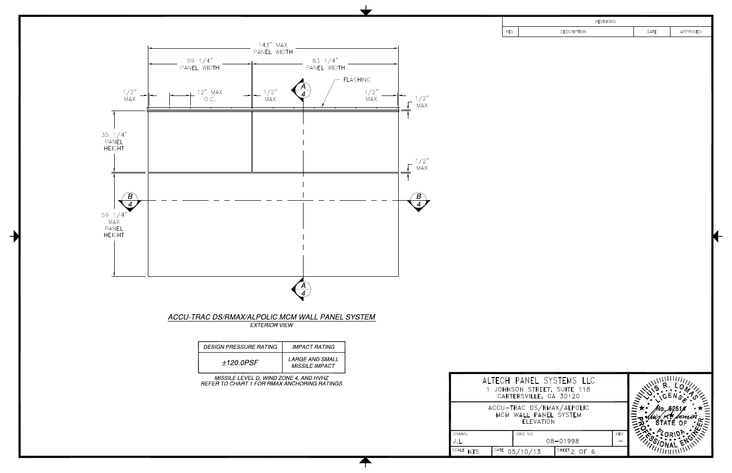| REVISIONS | | | |
|---|---|---|---|
| REV | DESCRIPTION | DATE | APPROVED |

143" MAX PANEL WIDTH

59 1/4" PANEL WIDTH

83 1/4" PANEL WIDTH

FLASHING

1/2" MAX

12" MAX O.C.

1/2" MAX

1/2" MAX

1/2" MAX

35 1/4" PANEL HEIGHT

1/2" MAX

59 1/4" MAX PANEL HEIGHT

A/4

B/4

## *ACCU-TRAC DS/RMAX/ALPOLIC MCM WALL PANEL SYSTEM*

*EXTERIOR VIEW*

| *DESIGN PRESSURE RATING* | *IMPACT RATING* |
|---|---|
| *±120.0PSF* | *LARGE AND SMALL MISSILE IMPACT* |

*MISSILE LEVEL D, WIND ZONE 4, AND HVHZ*
*REFER TO CHART 1 FOR RMAX ANCHORING RATINGS*

ALTECH PANEL SYSTEMS LLC
1 JOHNSON STREET, SUITE 118
CARTERSVILLE, GA 30120

ACCU-TRAC DS/RMAX/ALPOLIC
MCM WALL PANEL SYSTEM
ELEVATION

| DRAWN: | DWG NO. | REV |
|---|---|---|
| J.L. | 08-01998 | – |
| SCALE NTS | DATE 05/10/13 | SHEET 2 OF 6 |

LUIS R. LOMAS
LICENSE
No. 62514
STATE OF FLORIDA
PROFESSIONAL ENGINEER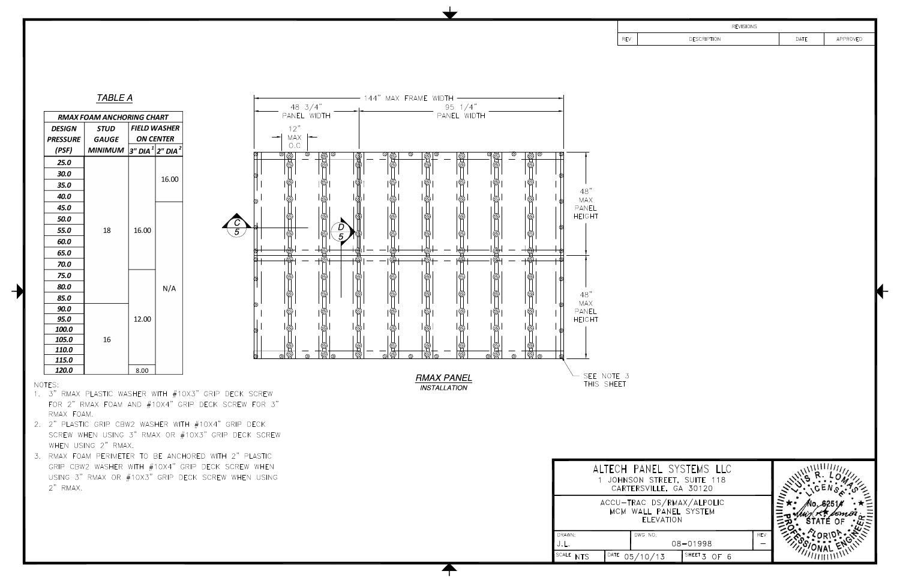| REV | DESCRIPTION | DATE | APPROVED |
|---|---|---|---|
| | | | |

### TABLE A

**RMAX FOAM ANCHORING CHART**

| DESIGN PRESSURE (PSF) | STUD GAUGE MINIMUM | FIELD WASHER ON CENTER 3" DIA [1] | FIELD WASHER ON CENTER 2" DIA [2] |
|---|---|---|---|
| 25.0 | 18 | 16.00 | 16.00 |
| 30.0 | | | |
| 35.0 | | | |
| 40.0 | | | |
| 45.0 | | | N/A |
| 50.0 | | | |
| 55.0 | | | |
| 60.0 | | | |
| 65.0 | | | |
| 70.0 | | | |
| 75.0 | | 12.00 | |
| 80.0 | | | |
| 85.0 | | | |
| 90.0 | 16 | | |
| 95.0 | | | |
| 100.0 | | | |
| 105.0 | | | |
| 110.0 | | | |
| 115.0 | | | |
| 120.0 | | 8.00 | |

144" MAX FRAME WIDTH

48 3/4" PANEL WIDTH

95 1/4" PANEL WIDTH

12" MAX O.C.

48" MAX PANEL HEIGHT

48" MAX PANEL HEIGHT

C/5

D/5

SEE NOTE 3 THIS SHEET

*RMAX PANEL INSTALLATION*

NOTES:

1. 3" RMAX PLASTIC WASHER WITH #10X3" GRIP DECK SCREW FOR 2" RMAX FOAM AND #10X4" GRIP DECK SCREW FOR 3" RMAX FOAM.
2. 2" PLASTIC GRIP CBW2 WASHER WITH #10X4" GRIP DECK SCREW WHEN USING 3" RMAX OR #10X3" GRIP DECK SCREW WHEN USING 2" RMAX.
3. RMAX FOAM PERIMETER TO BE ANCHORED WITH 2" PLASTIC GRIP CBW2 WASHER WITH #10X4" GRIP DECK SCREW WHEN USING 3" RMAX OR #10X3" GRIP DECK SCREW WHEN USING 2" RMAX.

ALTECH PANEL SYSTEMS LLC
1 JOHNSON STREET, SUITE 118
CARTERSVILLE, GA 30120

ACCU-TRAC DS/RMAX/ALPOLIC
MCM WALL PANEL SYSTEM
ELEVATION

| DRAWN: J.L. | DWG NO. 08-01998 | | REV – |
|---|---|---|---|
| SCALE NTS | DATE 05/10/13 | SHEET 3 OF 6 | |

LUIS R. LOMAS
LICENSE No. 62514
STATE OF FLORIDA
PROFESSIONAL ENGINEER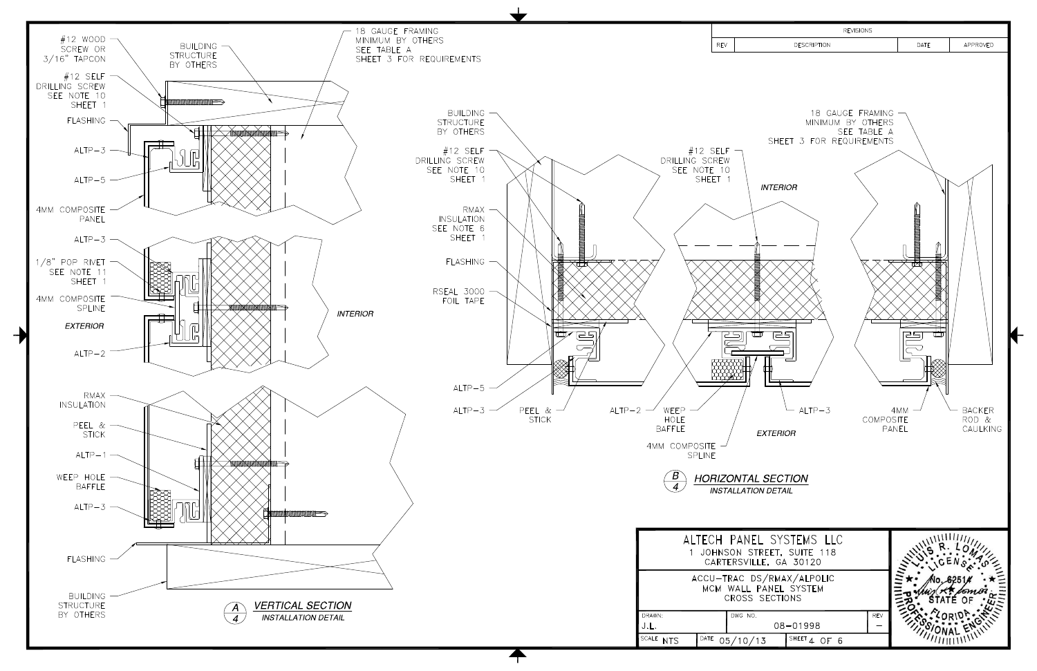## A/4 VERTICAL SECTION

INSTALLATION DETAIL

- #12 WOOD SCREW OR 3/16" TAPCON
- BUILDING STRUCTURE BY OTHERS
- 18 GAUGE FRAMING MINIMUM BY OTHERS SEE TABLE A SHEET 3 FOR REQUIREMENTS
- #12 SELF DRILLING SCREW SEE NOTE 10 SHEET 1
- FLASHING
- ALTP-3
- ALTP-5
- 4MM COMPOSITE PANEL
- ALTP-3
- 1/8" POP RIVET SEE NOTE 11 SHEET 1
- 4MM COMPOSITE SPLINE
- EXTERIOR
- INTERIOR
- ALTP-2
- RMAX INSULATION
- PEEL & STICK
- ALTP-1
- WEEP HOLE BAFFLE
- ALTP-3
- FLASHING
- BUILDING STRUCTURE BY OTHERS

## B/4 HORIZONTAL SECTION

INSTALLATION DETAIL

- BUILDING STRUCTURE BY OTHERS
- #12 SELF DRILLING SCREW SEE NOTE 10 SHEET 1
- RMAX INSULATION SEE NOTE 6 SHEET 1
- FLASHING
- RSEAL 3000 FOIL TAPE
- ALTP-5
- ALTP-3
- PEEL & STICK
- #12 SELF DRILLING SCREW SEE NOTE 10 SHEET 1
- INTERIOR
- ALTP-2
- WEEP HOLE BAFFLE
- 4MM COMPOSITE SPLINE
- ALTP-3
- EXTERIOR
- 18 GAUGE FRAMING MINIMUM BY OTHERS SEE TABLE A SHEET 3 FOR REQUIREMENTS
- 4MM COMPOSITE PANEL
- BACKER ROD & CAULKING

| REVISIONS | | | |
|---|---|---|---|
| REV | DESCRIPTION | DATE | APPROVED |
| | | | |

ALTECH PANEL SYSTEMS LLC
1 JOHNSON STREET, SUITE 118
CARTERSVILLE, GA 30120

ACCU-TRAC DS/RMAX/ALPOLIC
MCM WALL PANEL SYSTEM
CROSS SECTIONS

| DRAWN: J.L. | DWG NO. 08-01998 | REV – |
|---|---|---|
| SCALE NTS | DATE 05/10/13 | SHEET 4 OF 6 |

LUIS R. LOMAS LICENSE No. 62514 STATE OF FLORIDA PROFESSIONAL ENGINEER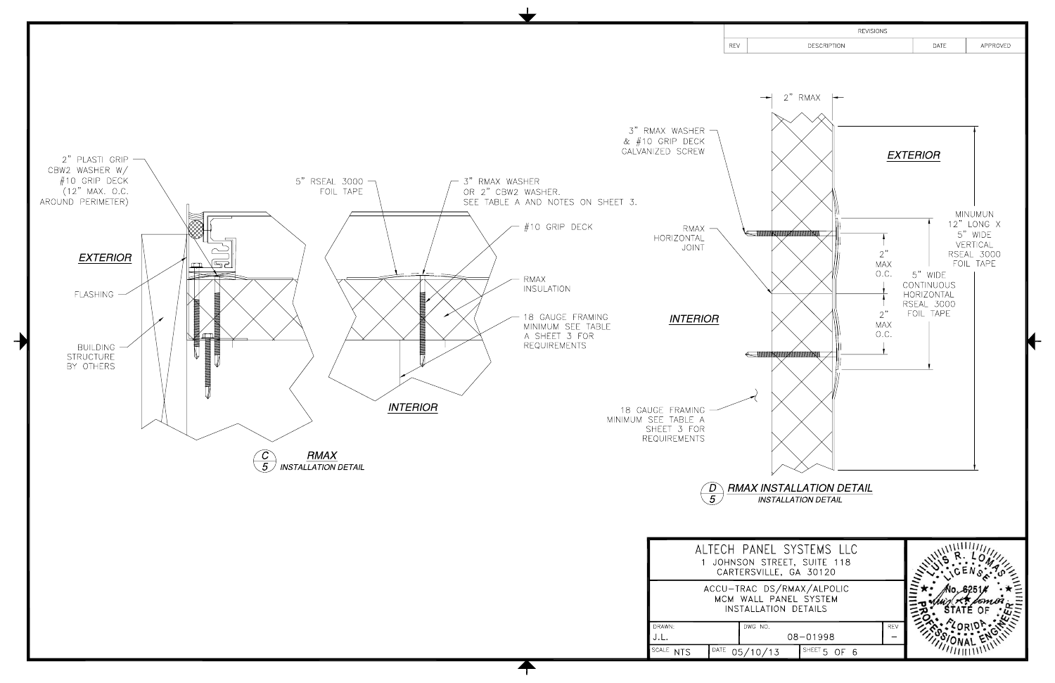| REVISIONS | | | |
|---|---|---|---|
| REV | DESCRIPTION | DATE | APPROVED |

2" PLASTI GRIP CBW2 WASHER W/ #10 GRIP DECK (12" MAX. O.C. AROUND PERIMETER)

EXTERIOR

FLASHING

BUILDING STRUCTURE BY OTHERS

5" RSEAL 3000 FOIL TAPE

3" RMAX WASHER OR 2" CBW2 WASHER. SEE TABLE A AND NOTES ON SHEET 3.

#10 GRIP DECK

RMAX INSULATION

18 GAUGE FRAMING MINIMUM SEE TABLE A SHEET 3 FOR REQUIREMENTS

INTERIOR

**C/5 RMAX**
*INSTALLATION DETAIL*

2" RMAX

3" RMAX WASHER & #10 GRIP DECK GALVANIZED SCREW

EXTERIOR

RMAX HORIZONTAL JOINT

INTERIOR

2" MAX O.C.

2" MAX O.C.

MINUMUN 12" LONG X 5" WIDE VERTICAL RSEAL 3000 FOIL TAPE

5" WIDE CONTINUOUS HORIZONTAL RSEAL 3000 FOIL TAPE

18 GAUGE FRAMING MINIMUM SEE TABLE A SHEET 3 FOR REQUIREMENTS

**D/5 RMAX INSTALLATION DETAIL**
*INSTALLATION DETAIL*

ALTECH PANEL SYSTEMS LLC
1 JOHNSON STREET, SUITE 118
CARTERSVILLE, GA 30120

ACCU-TRAC DS/RMAX/ALPOLIC
MCM WALL PANEL SYSTEM
INSTALLATION DETAILS

| DRAWN: | DWG NO. | REV |
|---|---|---|
| J.L. | 08-01998 | – |
| SCALE NTS | DATE 05/10/13 | SHEET 5 OF 6 |

LUIS R. LOMAS LICENSE No. 62514 STATE OF FLORIDA PROFESSIONAL ENGINEER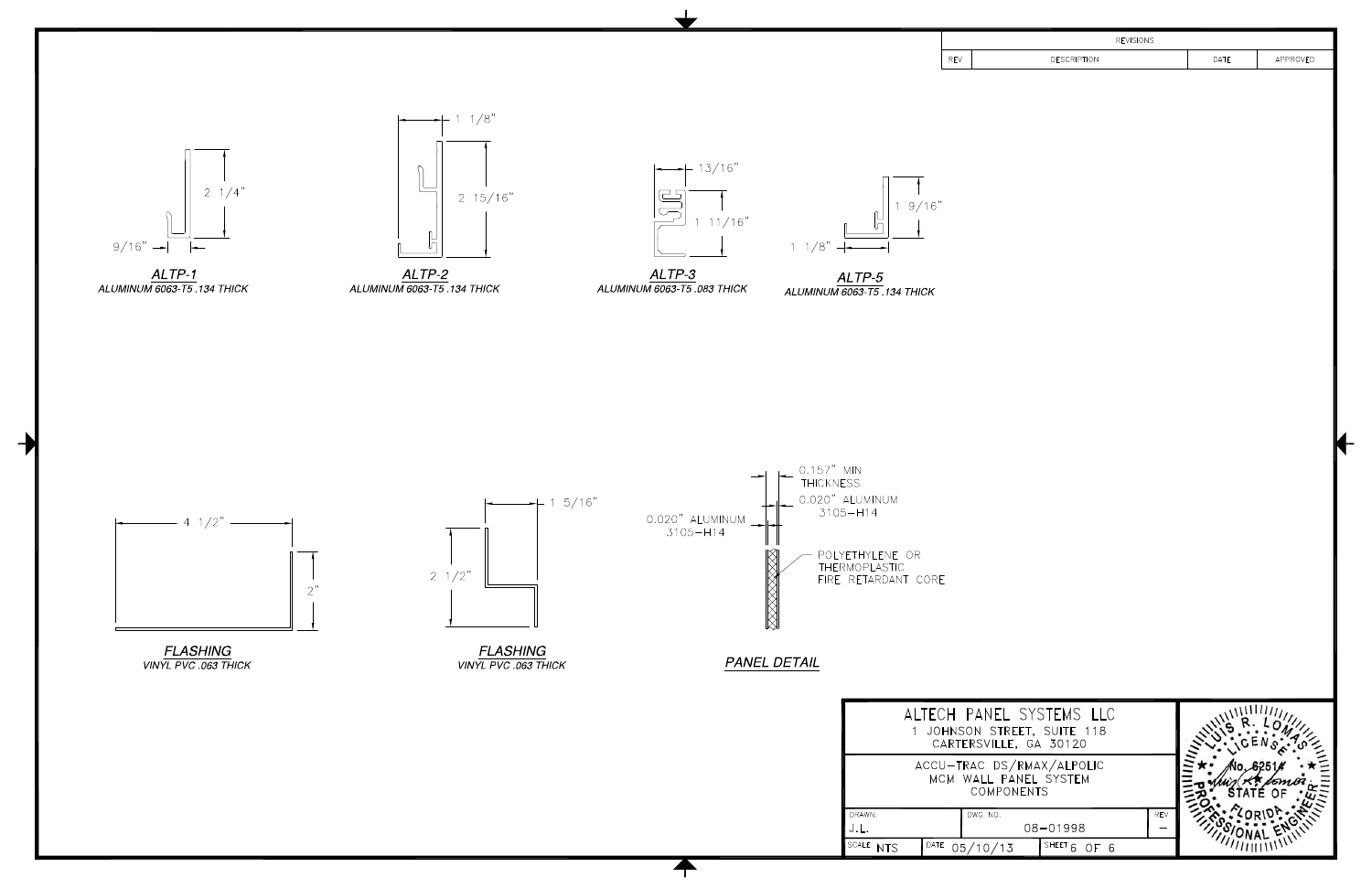| REVISIONS | | | |
|---|---|---|---|
| REV | DESCRIPTION | DATE | APPROVED |

1 1/8"

2 1/4"

9/16"

**ALTP-1**
*ALUMINUM 6063-T5 .134 THICK*

1 1/8"

2 15/16"

**ALTP-2**
*ALUMINUM 6063-T5 .134 THICK*

13/16"

1 11/16"

**ALTP-3**
*ALUMINUM 6063-T5 .083 THICK*

1 9/16"

1 1/8"

**ALTP-5**
*ALUMINUM 6063-T5 .134 THICK*

4 1/2"

2"

**FLASHING**
*VINYL PVC .063 THICK*

1 5/16"

2 1/2"

**FLASHING**
*VINYL PVC .063 THICK*

0.157" MIN THICKNESS

0.020" ALUMINUM 3105-H14

0.020" ALUMINUM 3105-H14

POLYETHYLENE OR THERMOPLASTIC FIRE RETARDANT CORE

**PANEL DETAIL**

ALTECH PANEL SYSTEMS LLC
1 JOHNSON STREET, SUITE 118
CARTERSVILLE, GA 30120

ACCU-TRAC DS/RMAX/ALPOLIC
MCM WALL PANEL SYSTEM
COMPONENTS

| DRAWN: J.L. | DWG NO. 08-01998 | REV — |
|---|---|---|
| SCALE NTS | DATE 05/10/13 | SHEET 6 OF 6 |

LUIS R. LOMAS
LICENSE
No. 62514
STATE OF FLORIDA
PROFESSIONAL ENGINEER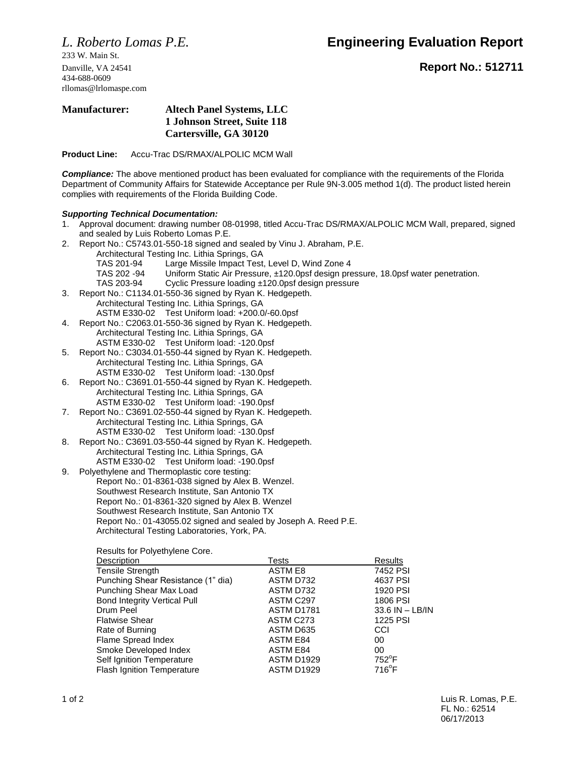*L. Roberto Lomas P.E.*

233 W. Main St.
Danville, VA 24541
434-688-0609
rllomas@lrlomaspe.com

# Engineering Evaluation Report

## Report No.: 512711

**Manufacturer:** **Altech Panel Systems, LLC**
**1 Johnson Street, Suite 118**
**Cartersville, GA 30120**

**Product Line:** Accu-Trac DS/RMAX/ALPOLIC MCM Wall

***Compliance:*** The above mentioned product has been evaluated for compliance with the requirements of the Florida Department of Community Affairs for Statewide Acceptance per Rule 9N-3.005 method 1(d). The product listed herein complies with requirements of the Florida Building Code.

***Supporting Technical Documentation:***

1. Approval document: drawing number 08-01998, titled Accu-Trac DS/RMAX/ALPOLIC MCM Wall, prepared, signed and sealed by Luis Roberto Lomas P.E.
2. Report No.: C5743.01-550-18 signed and sealed by Vinu J. Abraham, P.E.
   Architectural Testing Inc. Lithia Springs, GA
   TAS 201-94 Large Missile Impact Test, Level D, Wind Zone 4
   TAS 202 -94 Uniform Static Air Pressure, ±120.0psf design pressure, 18.0psf water penetration.
   TAS 203-94 Cyclic Pressure loading ±120.0psf design pressure
3. Report No.: C1134.01-550-36 signed by Ryan K. Hedgepeth.
   Architectural Testing Inc. Lithia Springs, GA
   ASTM E330-02 Test Uniform load: +200.0/-60.0psf
4. Report No.: C2063.01-550-36 signed by Ryan K. Hedgepeth.
   Architectural Testing Inc. Lithia Springs, GA
   ASTM E330-02 Test Uniform load: -120.0psf
5. Report No.: C3034.01-550-44 signed by Ryan K. Hedgepeth.
   Architectural Testing Inc. Lithia Springs, GA
   ASTM E330-02 Test Uniform load: -130.0psf
6. Report No.: C3691.01-550-44 signed by Ryan K. Hedgepeth.
   Architectural Testing Inc. Lithia Springs, GA
   ASTM E330-02 Test Uniform load: -190.0psf
7. Report No.: C3691.02-550-44 signed by Ryan K. Hedgepeth.
   Architectural Testing Inc. Lithia Springs, GA
   ASTM E330-02 Test Uniform load: -130.0psf
8. Report No.: C3691.03-550-44 signed by Ryan K. Hedgepeth.
   Architectural Testing Inc. Lithia Springs, GA
   ASTM E330-02 Test Uniform load: -190.0psf
9. Polyethylene and Thermoplastic core testing:
   Report No.: 01-8361-038 signed by Alex B. Wenzel.
   Southwest Research Institute, San Antonio TX
   Report No.: 01-8361-320 signed by Alex B. Wenzel
   Southwest Research Institute, San Antonio TX
   Report No.: 01-43055.02 signed and sealed by Joseph A. Reed P.E.
   Architectural Testing Laboratories, York, PA.

   Results for Polyethylene Core.

| Description | Tests | Results |
|---|---|---|
| Tensile Strength | ASTM E8 | 7452 PSI |
| Punching Shear Resistance (1" dia) | ASTM D732 | 4637 PSI |
| Punching Shear Max Load | ASTM D732 | 1920 PSI |
| Bond Integrity Vertical Pull | ASTM C297 | 1806 PSI |
| Drum Peel | ASTM D1781 | 33.6 IN – LB/IN |
| Flatwise Shear | ASTM C273 | 1225 PSI |
| Rate of Burning | ASTM D635 | CCI |
| Flame Spread Index | ASTM E84 | 00 |
| Smoke Developed Index | ASTM E84 | 00 |
| Self Ignition Temperature | ASTM D1929 | 752°F |
| Flash Ignition Temperature | ASTM D1929 | 716°F |

Luis R. Lomas, P.E.
FL No.: 62514
06/17/2013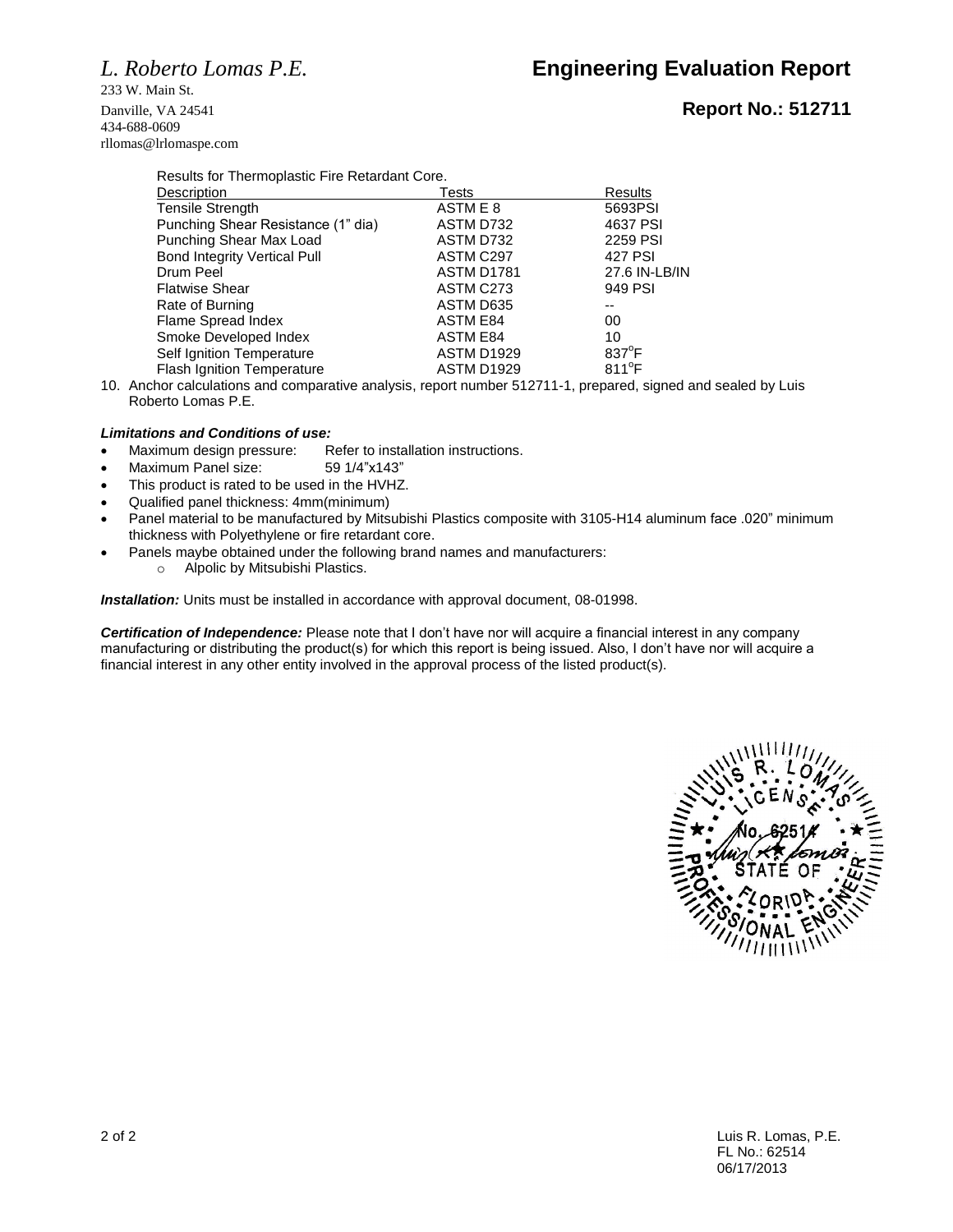*L. Roberto Lomas P.E.*

233 W. Main St.
Danville, VA 24541
434-688-0609
rllomas@lrlomaspe.com

# Engineering Evaluation Report

## Report No.: 512711

Results for Thermoplastic Fire Retardant Core.

| Description | Tests | Results |
|---|---|---|
| Tensile Strength | ASTM E 8 | 5693PSI |
| Punching Shear Resistance (1" dia) | ASTM D732 | 4637 PSI |
| Punching Shear Max Load | ASTM D732 | 2259 PSI |
| Bond Integrity Vertical Pull | ASTM C297 | 427 PSI |
| Drum Peel | ASTM D1781 | 27.6 IN-LB/IN |
| Flatwise Shear | ASTM C273 | 949 PSI |
| Rate of Burning | ASTM D635 | -- |
| Flame Spread Index | ASTM E84 | 00 |
| Smoke Developed Index | ASTM E84 | 10 |
| Self Ignition Temperature | ASTM D1929 | 837°F |
| Flash Ignition Temperature | ASTM D1929 | 811°F |

10. Anchor calculations and comparative analysis, report number 512711-1, prepared, signed and sealed by Luis Roberto Lomas P.E.

***Limitations and Conditions of use:***

- Maximum design pressure: Refer to installation instructions.
- Maximum Panel size: 59 1/4"x143"
- This product is rated to be used in the HVHZ.
- Qualified panel thickness: 4mm(minimum)
- Panel material to be manufactured by Mitsubishi Plastics composite with 3105-H14 aluminum face .020" minimum thickness with Polyethylene or fire retardant core.
- Panels maybe obtained under the following brand names and manufacturers:
  - Alpolic by Mitsubishi Plastics.

***Installation:*** Units must be installed in accordance with approval document, 08-01998.

***Certification of Independence:*** Please note that I don't have nor will acquire a financial interest in any company manufacturing or distributing the product(s) for which this report is being issued. Also, I don't have nor will acquire a financial interest in any other entity involved in the approval process of the listed product(s).

LUIS R. LOMAS
LICENSE
No. 62514
STATE OF FLORIDA
PROFESSIONAL ENGINEER

Luis R. Lomas, P.E.
FL No.: 62514
06/17/2013